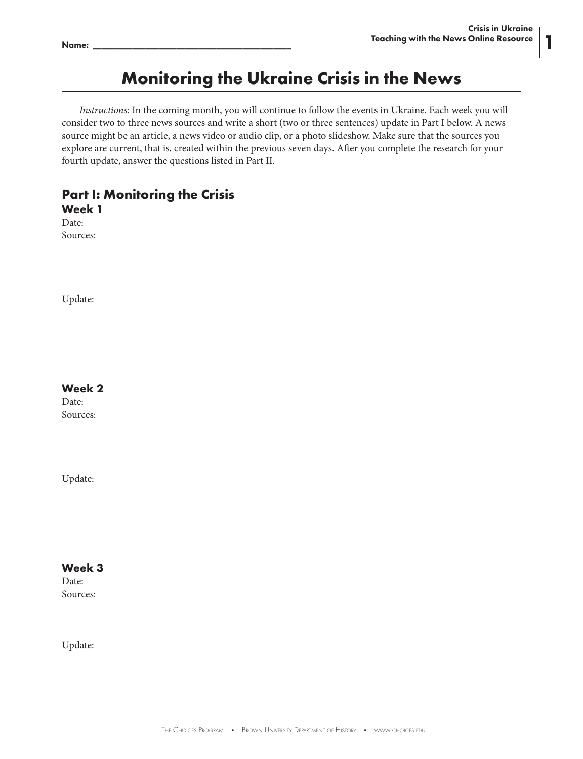Name: ________________________________________

# Monitoring the Ukraine Crisis in the News

*Instructions:* In the coming month, you will continue to follow the events in Ukraine. Each week you will consider two to three news sources and write a short (two or three sentences) update in Part I below. A news source might be an article, a news video or audio clip, or a photo slideshow. Make sure that the sources you explore are current, that is, created within the previous seven days. After you complete the research for your fourth update, answer the questions listed in Part II.

## Part I: Monitoring the Crisis

### Week 1

Date:

Sources:

Update:

### Week 2

Date:

Sources:

Update:

### Week 3

Date:

Sources:

Update: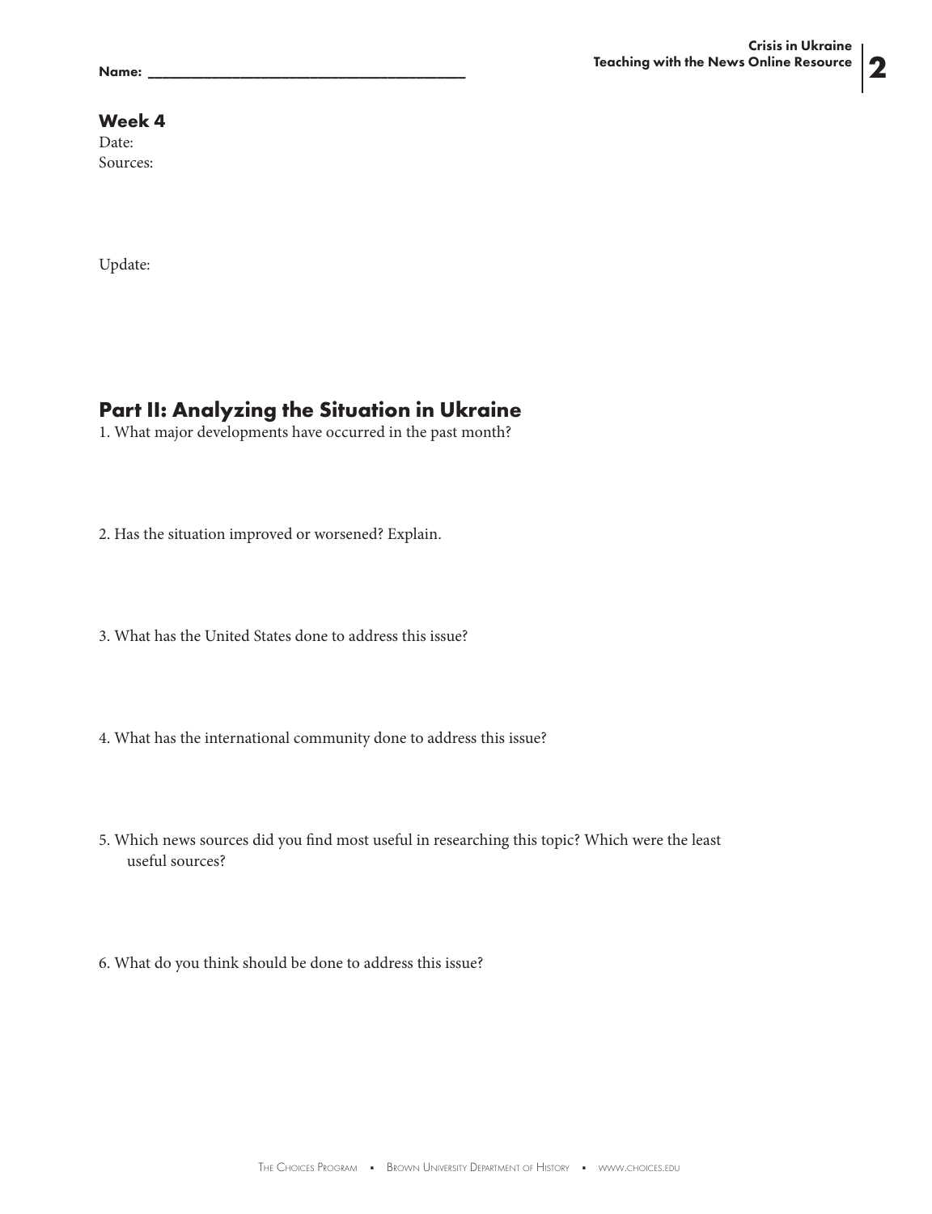Name: ___________________________________

**Week 4**

Date:

Sources:

Update:

## Part II: Analyzing the Situation in Ukraine

1. What major developments have occurred in the past month?

2. Has the situation improved or worsened? Explain.

3. What has the United States done to address this issue?

4. What has the international community done to address this issue?

5. Which news sources did you find most useful in researching this topic? Which were the least useful sources?

6. What do you think should be done to address this issue?